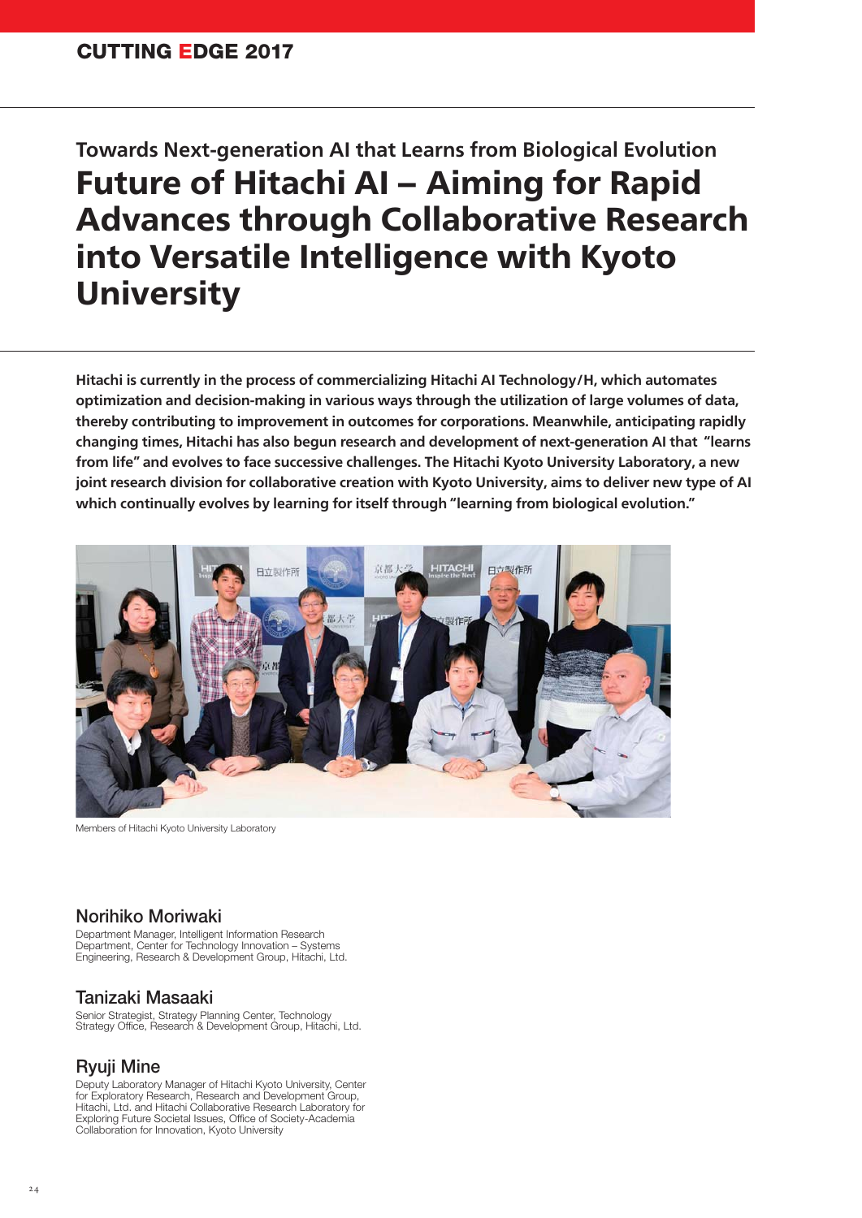**CUTTING EDGE 2017**

### Towards Next-generation AI that Learns from Biological Evolution

# Future of Hitachi AI – Aiming for Rapid Advances through Collaborative Research into Versatile Intelligence with Kyoto University

**Hitachi is currently in the process of commercializing Hitachi AI Technology/H, which automates optimization and decision-making in various ways through the utilization of large volumes of data, thereby contributing to improvement in outcomes for corporations. Meanwhile, anticipating rapidly changing times, Hitachi has also begun research and development of next-generation AI that "learns from life" and evolves to face successive challenges. The Hitachi Kyoto University Laboratory, a new joint research division for collaborative creation with Kyoto University, aims to deliver new type of AI which continually evolves by learning for itself through "learning from biological evolution."**

Members of Hitachi Kyoto University Laboratory

## Norihiko Moriwaki

Department Manager, Intelligent Information Research Department, Center for Technology Innovation – Systems Engineering, Research & Development Group, Hitachi, Ltd.

## Tanizaki Masaaki

Senior Strategist, Strategy Planning Center, Technology Strategy Office, Research & Development Group, Hitachi, Ltd.

## Ryuji Mine

Deputy Laboratory Manager of Hitachi Kyoto University, Center for Exploratory Research, Research and Development Group, Hitachi, Ltd. and Hitachi Collaborative Research Laboratory for Exploring Future Societal Issues, Office of Society-Academia Collaboration for Innovation, Kyoto University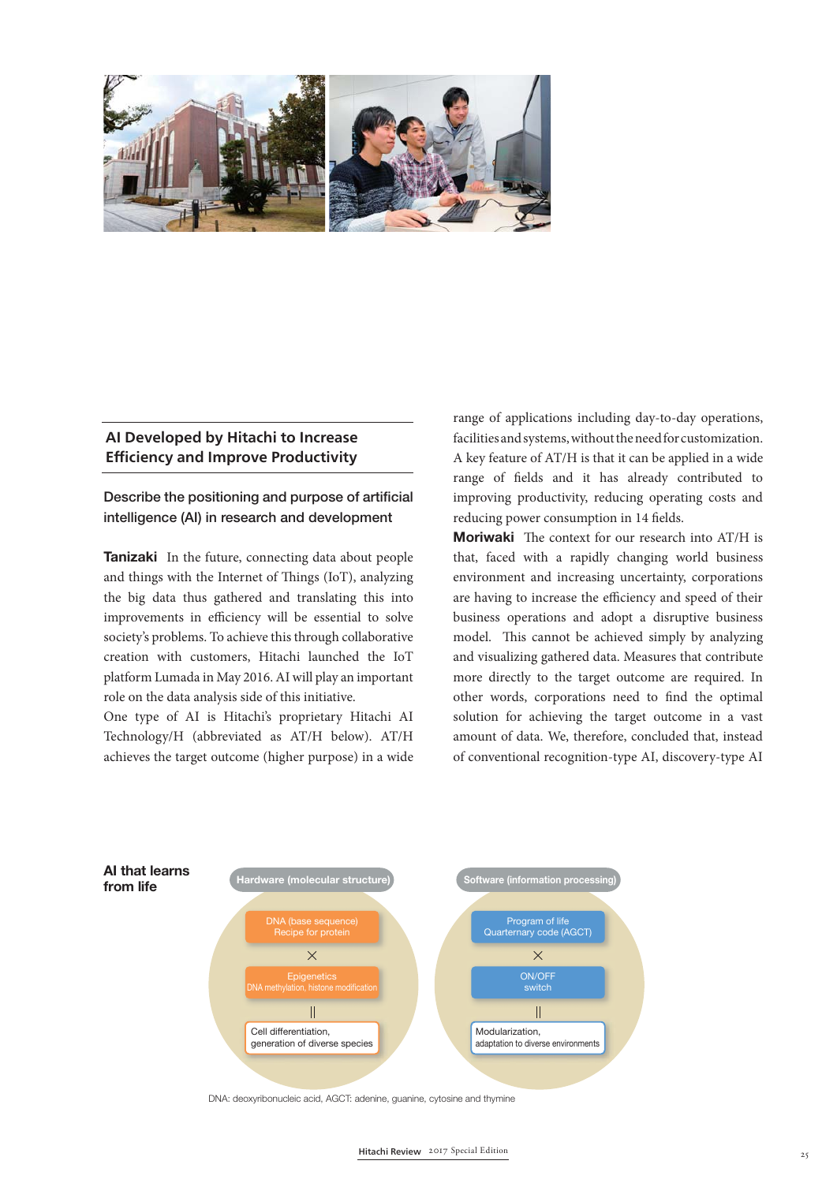## AI Developed by Hitachi to Increase Efficiency and Improve Productivity

### Describe the positioning and purpose of artificial intelligence (AI) in research and development

**Tanizaki** In the future, connecting data about people and things with the Internet of Things (IoT), analyzing the big data thus gathered and translating this into improvements in efficiency will be essential to solve society's problems. To achieve this through collaborative creation with customers, Hitachi launched the IoT platform Lumada in May 2016. AI will play an important role on the data analysis side of this initiative.

One type of AI is Hitachi's proprietary Hitachi AI Technology/H (abbreviated as AT/H below). AT/H achieves the target outcome (higher purpose) in a wide range of applications including day-to-day operations, facilities and systems, without the need for customization. A key feature of AT/H is that it can be applied in a wide range of fields and it has already contributed to improving productivity, reducing operating costs and reducing power consumption in 14 fields.

**Moriwaki** The context for our research into AT/H is that, faced with a rapidly changing world business environment and increasing uncertainty, corporations are having to increase the efficiency and speed of their business operations and adopt a disruptive business model. This cannot be achieved simply by analyzing and visualizing gathered data. Measures that contribute more directly to the target outcome are required. In other words, corporations need to find the optimal solution for achieving the target outcome in a vast amount of data. We, therefore, concluded that, instead of conventional recognition-type AI, discovery-type AI

**AI that learns from life**

| Hardware (molecular structure) | Software (information processing) |
|---|---|
| DNA (base sequence) Recipe for protein | Program of life Quarternary code (AGCT) |
| × | × |
| Epigenetics DNA methylation, histone modification | ON/OFF switch |
| ‖ | ‖ |
| Cell differentiation, generation of diverse species | Modularization, adaptation to diverse environments |

DNA: deoxyribonucleic acid, AGCT: adenine, guanine, cytosine and thymine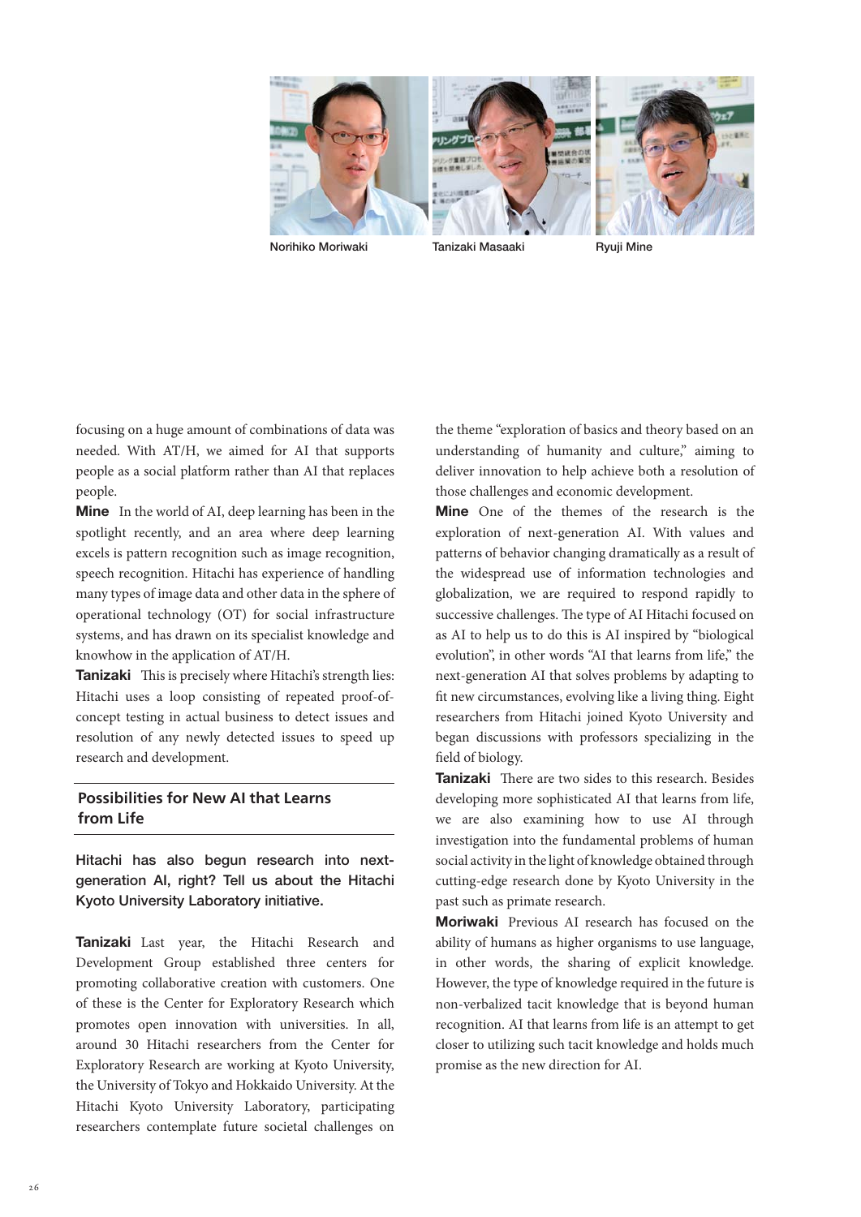Norihiko Moriwaki

Tanizaki Masaaki

Ryuji Mine

focusing on a huge amount of combinations of data was needed. With AT/H, we aimed for AI that supports people as a social platform rather than AI that replaces people.

**Mine** In the world of AI, deep learning has been in the spotlight recently, and an area where deep learning excels is pattern recognition such as image recognition, speech recognition. Hitachi has experience of handling many types of image data and other data in the sphere of operational technology (OT) for social infrastructure systems, and has drawn on its specialist knowledge and knowhow in the application of AT/H.

**Tanizaki** This is precisely where Hitachi's strength lies: Hitachi uses a loop consisting of repeated proof-of-concept testing in actual business to detect issues and resolution of any newly detected issues to speed up research and development.

## Possibilities for New AI that Learns from Life

**Hitachi has also begun research into next-generation AI, right? Tell us about the Hitachi Kyoto University Laboratory initiative.**

**Tanizaki** Last year, the Hitachi Research and Development Group established three centers for promoting collaborative creation with customers. One of these is the Center for Exploratory Research which promotes open innovation with universities. In all, around 30 Hitachi researchers from the Center for Exploratory Research are working at Kyoto University, the University of Tokyo and Hokkaido University. At the Hitachi Kyoto University Laboratory, participating researchers contemplate future societal challenges on the theme "exploration of basics and theory based on an understanding of humanity and culture," aiming to deliver innovation to help achieve both a resolution of those challenges and economic development.

**Mine** One of the themes of the research is the exploration of next-generation AI. With values and patterns of behavior changing dramatically as a result of the widespread use of information technologies and globalization, we are required to respond rapidly to successive challenges. The type of AI Hitachi focused on as AI to help us to do this is AI inspired by "biological evolution", in other words "AI that learns from life," the next-generation AI that solves problems by adapting to fit new circumstances, evolving like a living thing. Eight researchers from Hitachi joined Kyoto University and began discussions with professors specializing in the field of biology.

**Tanizaki** There are two sides to this research. Besides developing more sophisticated AI that learns from life, we are also examining how to use AI through investigation into the fundamental problems of human social activity in the light of knowledge obtained through cutting-edge research done by Kyoto University in the past such as primate research.

**Moriwaki** Previous AI research has focused on the ability of humans as higher organisms to use language, in other words, the sharing of explicit knowledge. However, the type of knowledge required in the future is non-verbalized tacit knowledge that is beyond human recognition. AI that learns from life is an attempt to get closer to utilizing such tacit knowledge and holds much promise as the new direction for AI.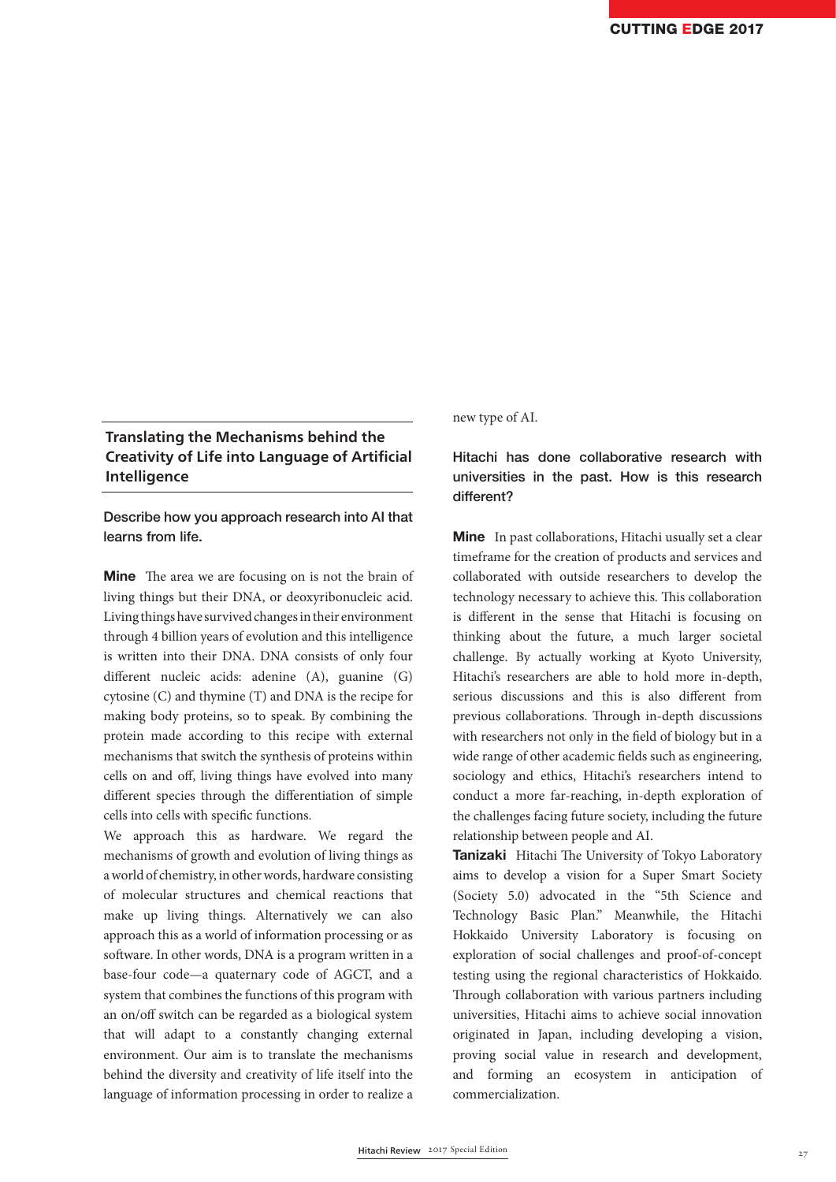## Translating the Mechanisms behind the Creativity of Life into Language of Artificial Intelligence

### Describe how you approach research into AI that learns from life.

**Mine** The area we are focusing on is not the brain of living things but their DNA, or deoxyribonucleic acid. Living things have survived changes in their environment through 4 billion years of evolution and this intelligence is written into their DNA. DNA consists of only four different nucleic acids: adenine (A), guanine (G) cytosine (C) and thymine (T) and DNA is the recipe for making body proteins, so to speak. By combining the protein made according to this recipe with external mechanisms that switch the synthesis of proteins within cells on and off, living things have evolved into many different species through the differentiation of simple cells into cells with specific functions.

We approach this as hardware. We regard the mechanisms of growth and evolution of living things as a world of chemistry, in other words, hardware consisting of molecular structures and chemical reactions that make up living things. Alternatively we can also approach this as a world of information processing or as software. In other words, DNA is a program written in a base-four code—a quaternary code of AGCT, and a system that combines the functions of this program with an on/off switch can be regarded as a biological system that will adapt to a constantly changing external environment. Our aim is to translate the mechanisms behind the diversity and creativity of life itself into the language of information processing in order to realize a new type of AI.

### Hitachi has done collaborative research with universities in the past. How is this research different?

**Mine** In past collaborations, Hitachi usually set a clear timeframe for the creation of products and services and collaborated with outside researchers to develop the technology necessary to achieve this. This collaboration is different in the sense that Hitachi is focusing on thinking about the future, a much larger societal challenge. By actually working at Kyoto University, Hitachi's researchers are able to hold more in-depth, serious discussions and this is also different from previous collaborations. Through in-depth discussions with researchers not only in the field of biology but in a wide range of other academic fields such as engineering, sociology and ethics, Hitachi's researchers intend to conduct a more far-reaching, in-depth exploration of the challenges facing future society, including the future relationship between people and AI.

**Tanizaki** Hitachi The University of Tokyo Laboratory aims to develop a vision for a Super Smart Society (Society 5.0) advocated in the "5th Science and Technology Basic Plan." Meanwhile, the Hitachi Hokkaido University Laboratory is focusing on exploration of social challenges and proof-of-concept testing using the regional characteristics of Hokkaido. Through collaboration with various partners including universities, Hitachi aims to achieve social innovation originated in Japan, including developing a vision, proving social value in research and development, and forming an ecosystem in anticipation of commercialization.